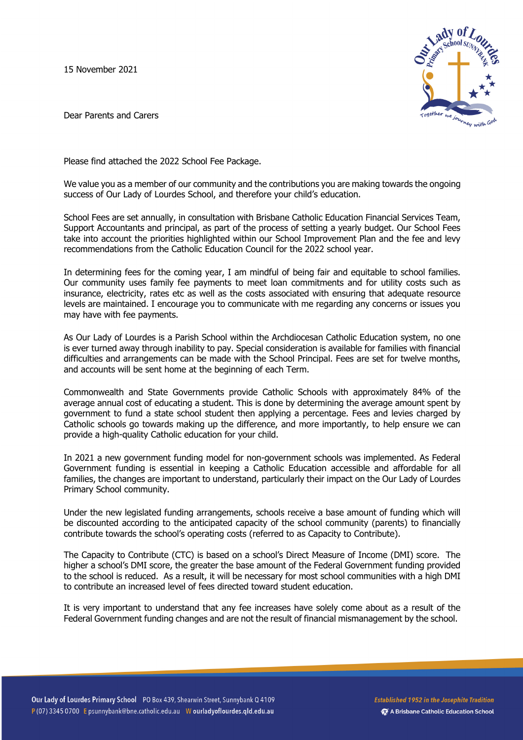15 November 2021

Dear Parents and Carers

Please find attached the 2022 School Fee Package.

We value you as a member of our community and the contributions you are making towards the ongoing success of Our Lady of Lourdes School, and therefore your child's education.

School Fees are set annually, in consultation with Brisbane Catholic Education Financial Services Team, Support Accountants and principal, as part of the process of setting a yearly budget. Our School Fees take into account the priorities highlighted within our School Improvement Plan and the fee and levy recommendations from the Catholic Education Council for the 2022 school year.

In determining fees for the coming year, I am mindful of being fair and equitable to school families. Our community uses family fee payments to meet loan commitments and for utility costs such as insurance, electricity, rates etc as well as the costs associated with ensuring that adequate resource levels are maintained. I encourage you to communicate with me regarding any concerns or issues you may have with fee payments.

As Our Lady of Lourdes is a Parish School within the Archdiocesan Catholic Education system, no one is ever turned away through inability to pay. Special consideration is available for families with financial difficulties and arrangements can be made with the School Principal. Fees are set for twelve months, and accounts will be sent home at the beginning of each Term.

Commonwealth and State Governments provide Catholic Schools with approximately 84% of the average annual cost of educating a student. This is done by determining the average amount spent by government to fund a state school student then applying a percentage. Fees and levies charged by Catholic schools go towards making up the difference, and more importantly, to help ensure we can provide a high-quality Catholic education for your child.

In 2021 a new government funding model for non-government schools was implemented. As Federal Government funding is essential in keeping a Catholic Education accessible and affordable for all families, the changes are important to understand, particularly their impact on the Our Lady of Lourdes Primary School community.

Under the new legislated funding arrangements, schools receive a base amount of funding which will be discounted according to the anticipated capacity of the school community (parents) to financially contribute towards the school's operating costs (referred to as Capacity to Contribute).

The Capacity to Contribute (CTC) is based on a school's Direct Measure of Income (DMI) score. The higher a school's DMI score, the greater the base amount of the Federal Government funding provided to the school is reduced. As a result, it will be necessary for most school communities with a high DMI to contribute an increased level of fees directed toward student education.

It is very important to understand that any fee increases have solely come about as a result of the Federal Government funding changes and are not the result of financial mismanagement by the school.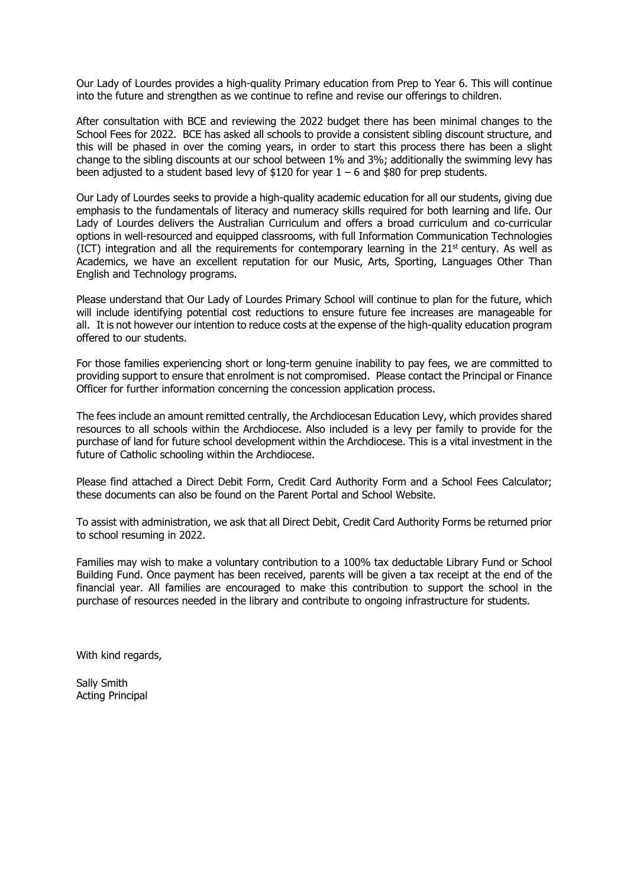Our Lady of Lourdes provides a high-quality Primary education from Prep to Year 6. This will continue into the future and strengthen as we continue to refine and revise our offerings to children.

After consultation with BCE and reviewing the 2022 budget there has been minimal changes to the School Fees for 2022. BCE has asked all schools to provide a consistent sibling discount structure, and this will be phased in over the coming years, in order to start this process there has been a slight change to the sibling discounts at our school between 1% and 3%; additionally the swimming levy has been adjusted to a student based levy of $120 for year 1 – 6 and $80 for prep students.

Our Lady of Lourdes seeks to provide a high-quality academic education for all our students, giving due emphasis to the fundamentals of literacy and numeracy skills required for both learning and life. Our Lady of Lourdes delivers the Australian Curriculum and offers a broad curriculum and co-curricular options in well-resourced and equipped classrooms, with full Information Communication Technologies (ICT) integration and all the requirements for contemporary learning in the 21st century. As well as Academics, we have an excellent reputation for our Music, Arts, Sporting, Languages Other Than English and Technology programs.

Please understand that Our Lady of Lourdes Primary School will continue to plan for the future, which will include identifying potential cost reductions to ensure future fee increases are manageable for all. It is not however our intention to reduce costs at the expense of the high-quality education program offered to our students.

For those families experiencing short or long-term genuine inability to pay fees, we are committed to providing support to ensure that enrolment is not compromised. Please contact the Principal or Finance Officer for further information concerning the concession application process.

The fees include an amount remitted centrally, the Archdiocesan Education Levy, which provides shared resources to all schools within the Archdiocese. Also included is a levy per family to provide for the purchase of land for future school development within the Archdiocese. This is a vital investment in the future of Catholic schooling within the Archdiocese.

Please find attached a Direct Debit Form, Credit Card Authority Form and a School Fees Calculator; these documents can also be found on the Parent Portal and School Website.

To assist with administration, we ask that all Direct Debit, Credit Card Authority Forms be returned prior to school resuming in 2022.

Families may wish to make a voluntary contribution to a 100% tax deductable Library Fund or School Building Fund. Once payment has been received, parents will be given a tax receipt at the end of the financial year. All families are encouraged to make this contribution to support the school in the purchase of resources needed in the library and contribute to ongoing infrastructure for students.

With kind regards,

Sally Smith
Acting Principal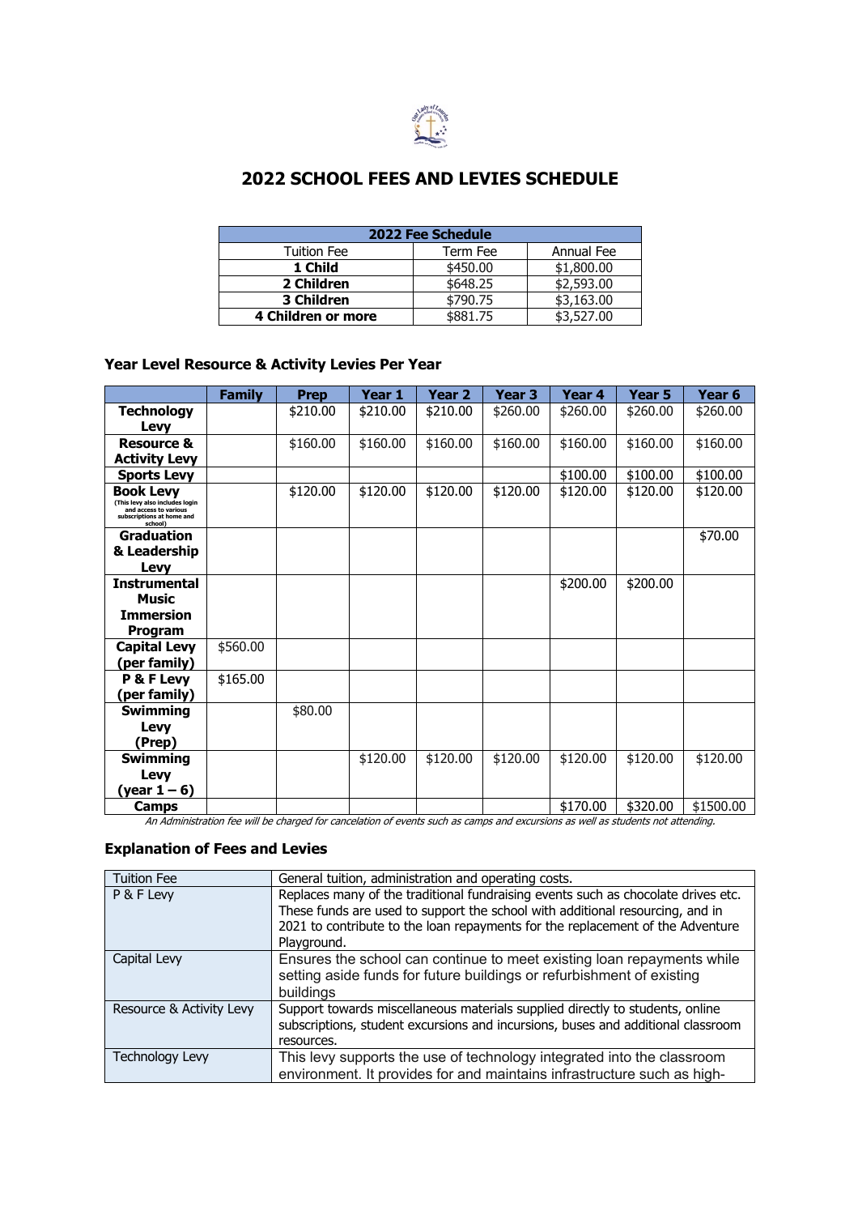# 2022 SCHOOL FEES AND LEVIES SCHEDULE

| 2022 Fee Schedule | | |
|---|---|---|
| Tuition Fee | Term Fee | Annual Fee |
| **1 Child** | $450.00 | $1,800.00 |
| **2 Children** | $648.25 | $2,593.00 |
| **3 Children** | $790.75 | $3,163.00 |
| **4 Children or more** | $881.75 | $3,527.00 |

### Year Level Resource & Activity Levies Per Year

| | Family | Prep | Year 1 | Year 2 | Year 3 | Year 4 | Year 5 | Year 6 |
|---|---|---|---|---|---|---|---|---|
| **Technology Levy** | | $210.00 | $210.00 | $210.00 | $260.00 | $260.00 | $260.00 | $260.00 |
| **Resource & Activity Levy** | | $160.00 | $160.00 | $160.00 | $160.00 | $160.00 | $160.00 | $160.00 |
| **Sports Levy** | | | | | | $100.00 | $100.00 | $100.00 |
| **Book Levy** (This levy also includes login and access to various subscriptions at home and school) | | $120.00 | $120.00 | $120.00 | $120.00 | $120.00 | $120.00 | $120.00 |
| **Graduation & Leadership Levy** | | | | | | | | $70.00 |
| **Instrumental Music Immersion Program** | | | | | | $200.00 | $200.00 | |
| **Capital Levy (per family)** | $560.00 | | | | | | | |
| **P & F Levy (per family)** | $165.00 | | | | | | | |
| **Swimming Levy (Prep)** | | $80.00 | | | | | | |
| **Swimming Levy (year 1 – 6)** | | | $120.00 | $120.00 | $120.00 | $120.00 | $120.00 | $120.00 |
| **Camps** | | | | | | $170.00 | $320.00 | $1500.00 |

*An Administration fee will be charged for cancelation of events such as camps and excursions as well as students not attending.*

### Explanation of Fees and Levies

| | |
|---|---|
| Tuition Fee | General tuition, administration and operating costs. |
| P & F Levy | Replaces many of the traditional fundraising events such as chocolate drives etc. These funds are used to support the school with additional resourcing, and in 2021 to contribute to the loan repayments for the replacement of the Adventure Playground. |
| Capital Levy | Ensures the school can continue to meet existing loan repayments while setting aside funds for future buildings or refurbishment of existing buildings |
| Resource & Activity Levy | Support towards miscellaneous materials supplied directly to students, online subscriptions, student excursions and incursions, buses and additional classroom resources. |
| Technology Levy | This levy supports the use of technology integrated into the classroom environment. It provides for and maintains infrastructure such as high- |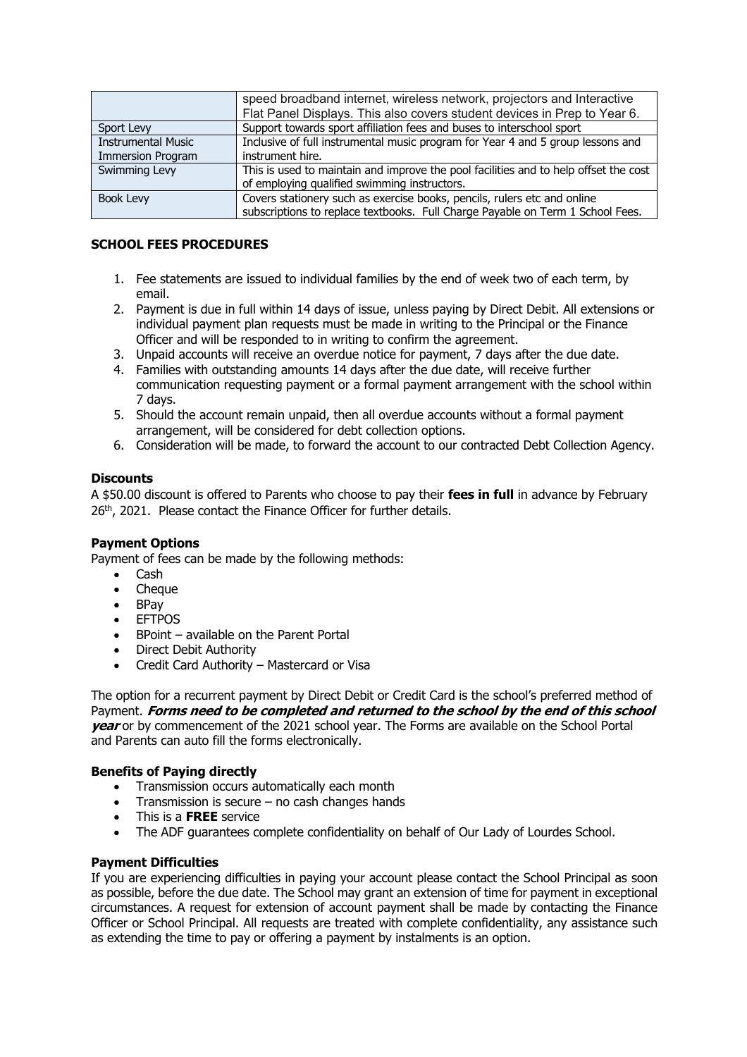| | |
|---|---|
| | speed broadband internet, wireless network, projectors and Interactive Flat Panel Displays. This also covers student devices in Prep to Year 6. |
| Sport Levy | Support towards sport affiliation fees and buses to interschool sport |
| Instrumental Music Immersion Program | Inclusive of full instrumental music program for Year 4 and 5 group lessons and instrument hire. |
| Swimming Levy | This is used to maintain and improve the pool facilities and to help offset the cost of employing qualified swimming instructors. |
| Book Levy | Covers stationery such as exercise books, pencils, rulers etc and online subscriptions to replace textbooks. Full Charge Payable on Term 1 School Fees. |

## SCHOOL FEES PROCEDURES

1. Fee statements are issued to individual families by the end of week two of each term, by email.
2. Payment is due in full within 14 days of issue, unless paying by Direct Debit. All extensions or individual payment plan requests must be made in writing to the Principal or the Finance Officer and will be responded to in writing to confirm the agreement.
3. Unpaid accounts will receive an overdue notice for payment, 7 days after the due date.
4. Families with outstanding amounts 14 days after the due date, will receive further communication requesting payment or a formal payment arrangement with the school within 7 days.
5. Should the account remain unpaid, then all overdue accounts without a formal payment arrangement, will be considered for debt collection options.
6. Consideration will be made, to forward the account to our contracted Debt Collection Agency.

### Discounts

A $50.00 discount is offered to Parents who choose to pay their **fees in full** in advance by February 26th, 2021. Please contact the Finance Officer for further details.

### Payment Options

Payment of fees can be made by the following methods:

- Cash
- Cheque
- BPay
- EFTPOS
- BPoint – available on the Parent Portal
- Direct Debit Authority
- Credit Card Authority – Mastercard or Visa

The option for a recurrent payment by Direct Debit or Credit Card is the school's preferred method of Payment. ***Forms need to be completed and returned to the school by the end of this school year*** or by commencement of the 2021 school year. The Forms are available on the School Portal and Parents can auto fill the forms electronically.

### Benefits of Paying directly

- Transmission occurs automatically each month
- Transmission is secure – no cash changes hands
- This is a **FREE** service
- The ADF guarantees complete confidentiality on behalf of Our Lady of Lourdes School.

### Payment Difficulties

If you are experiencing difficulties in paying your account please contact the School Principal as soon as possible, before the due date. The School may grant an extension of time for payment in exceptional circumstances. A request for extension of account payment shall be made by contacting the Finance Officer or School Principal. All requests are treated with complete confidentiality, any assistance such as extending the time to pay or offering a payment by instalments is an option.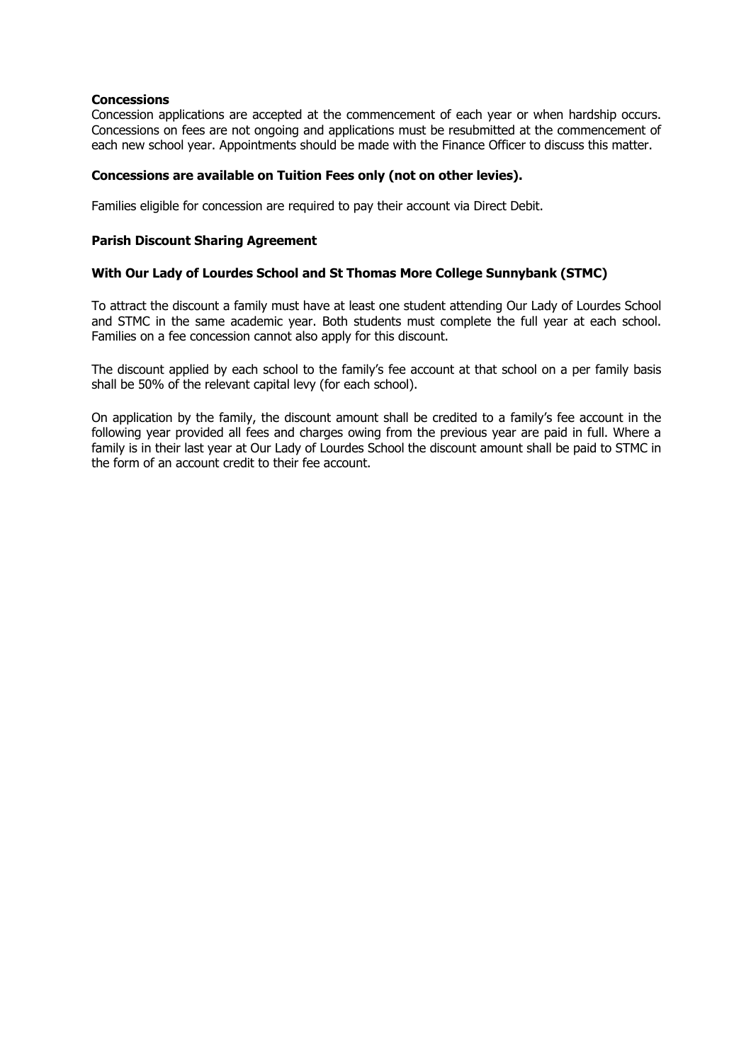**Concessions**

Concession applications are accepted at the commencement of each year or when hardship occurs. Concessions on fees are not ongoing and applications must be resubmitted at the commencement of each new school year. Appointments should be made with the Finance Officer to discuss this matter.

**Concessions are available on Tuition Fees only (not on other levies).**

Families eligible for concession are required to pay their account via Direct Debit.

**Parish Discount Sharing Agreement**

**With Our Lady of Lourdes School and St Thomas More College Sunnybank (STMC)**

To attract the discount a family must have at least one student attending Our Lady of Lourdes School and STMC in the same academic year. Both students must complete the full year at each school. Families on a fee concession cannot also apply for this discount.

The discount applied by each school to the family's fee account at that school on a per family basis shall be 50% of the relevant capital levy (for each school).

On application by the family, the discount amount shall be credited to a family's fee account in the following year provided all fees and charges owing from the previous year are paid in full. Where a family is in their last year at Our Lady of Lourdes School the discount amount shall be paid to STMC in the form of an account credit to their fee account.